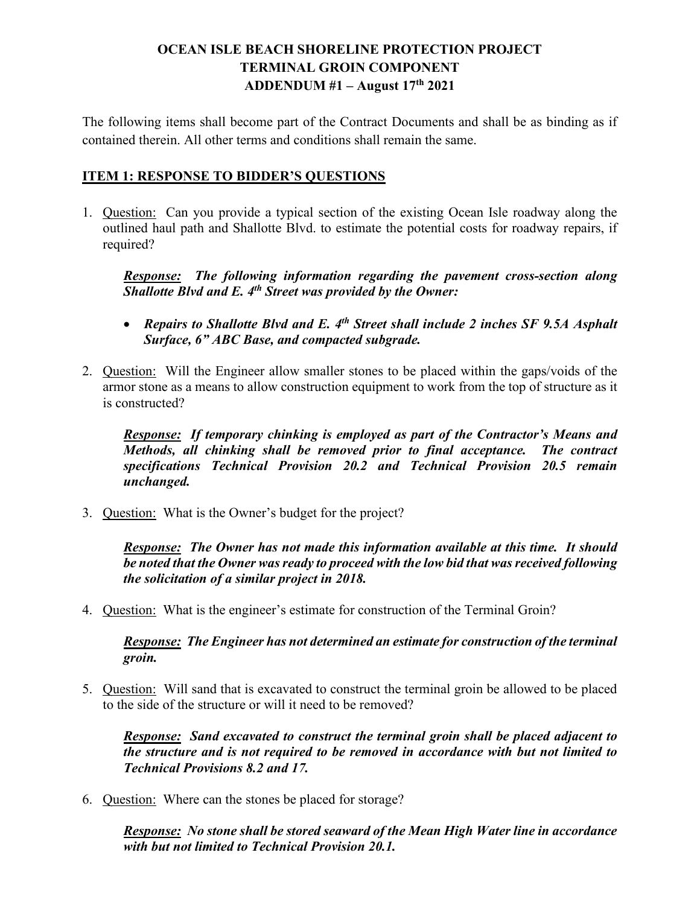# OCEAN ISLE BEACH SHORELINE PROTECTION PROJECT
# TERMINAL GROIN COMPONENT
# ADDENDUM #1 – August 17th 2021

The following items shall become part of the Contract Documents and shall be as binding as if contained therein. All other terms and conditions shall remain the same.

## ITEM 1: RESPONSE TO BIDDER'S QUESTIONS

1. Question: Can you provide a typical section of the existing Ocean Isle roadway along the outlined haul path and Shallotte Blvd. to estimate the potential costs for roadway repairs, if required?

   ***Response:*** ***The following information regarding the pavement cross-section along Shallotte Blvd and E. 4th Street was provided by the Owner:***

   - ***Repairs to Shallotte Blvd and E. 4th Street shall include 2 inches SF 9.5A Asphalt Surface, 6" ABC Base, and compacted subgrade.***

2. Question: Will the Engineer allow smaller stones to be placed within the gaps/voids of the armor stone as a means to allow construction equipment to work from the top of structure as it is constructed?

   ***Response:*** ***If temporary chinking is employed as part of the Contractor's Means and Methods, all chinking shall be removed prior to final acceptance. The contract specifications Technical Provision 20.2 and Technical Provision 20.5 remain unchanged.***

3. Question: What is the Owner's budget for the project?

   ***Response:*** ***The Owner has not made this information available at this time. It should be noted that the Owner was ready to proceed with the low bid that was received following the solicitation of a similar project in 2018.***

4. Question: What is the engineer's estimate for construction of the Terminal Groin?

   ***Response:*** ***The Engineer has not determined an estimate for construction of the terminal groin.***

5. Question: Will sand that is excavated to construct the terminal groin be allowed to be placed to the side of the structure or will it need to be removed?

   ***Response:*** ***Sand excavated to construct the terminal groin shall be placed adjacent to the structure and is not required to be removed in accordance with but not limited to Technical Provisions 8.2 and 17.***

6. Question: Where can the stones be placed for storage?

   ***Response:*** ***No stone shall be stored seaward of the Mean High Water line in accordance with but not limited to Technical Provision 20.1.***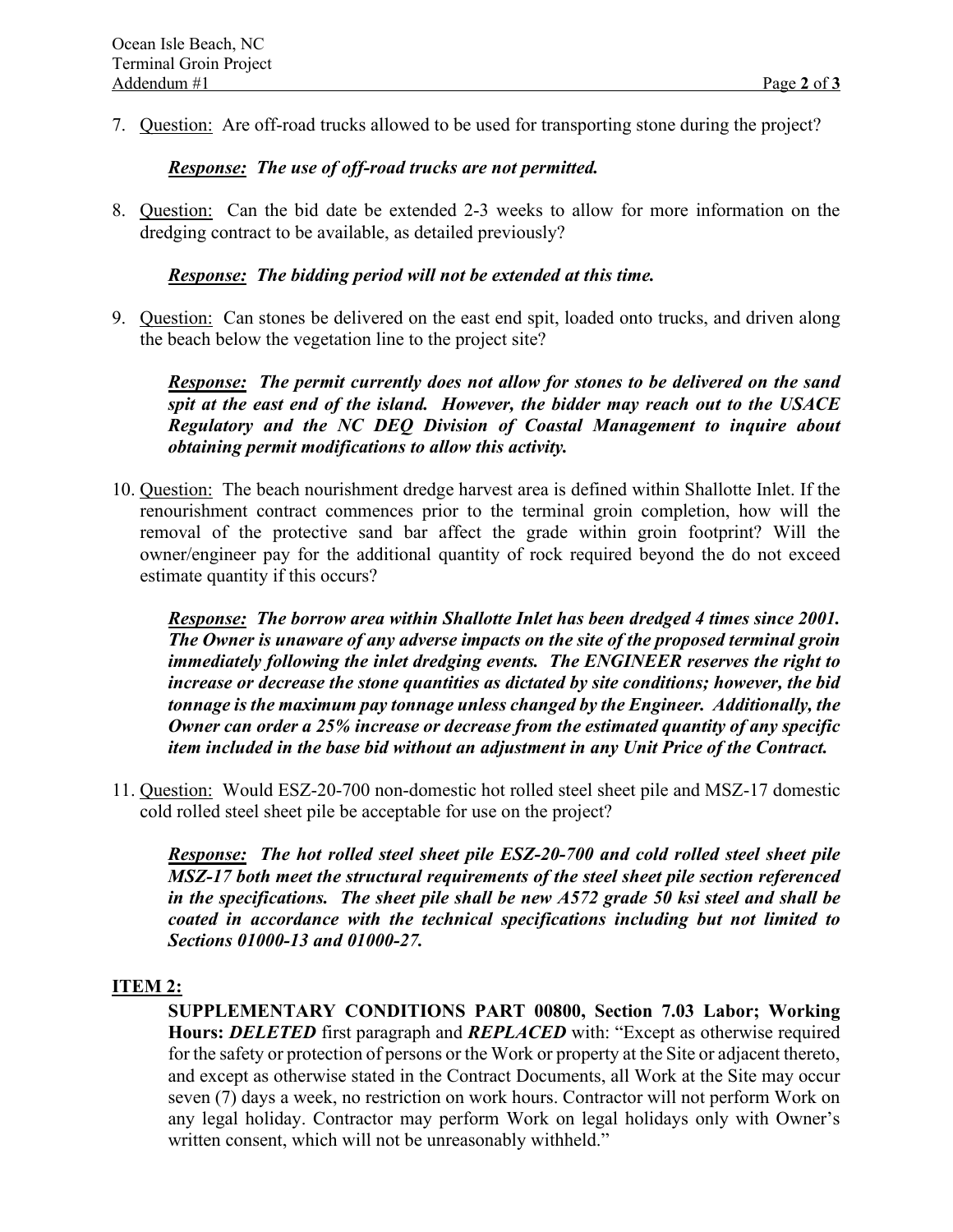7. <u>Question:</u> Are off-road trucks allowed to be used for transporting stone during the project?

    ***<u>Response:</u> The use of off-road trucks are not permitted.***

8. <u>Question:</u> Can the bid date be extended 2-3 weeks to allow for more information on the dredging contract to be available, as detailed previously?

    ***<u>Response:</u> The bidding period will not be extended at this time.***

9. <u>Question:</u> Can stones be delivered on the east end spit, loaded onto trucks, and driven along the beach below the vegetation line to the project site?

    ***<u>Response:</u> The permit currently does not allow for stones to be delivered on the sand spit at the east end of the island. However, the bidder may reach out to the USACE Regulatory and the NC DEQ Division of Coastal Management to inquire about obtaining permit modifications to allow this activity.***

10. <u>Question:</u> The beach nourishment dredge harvest area is defined within Shallotte Inlet. If the renourishment contract commences prior to the terminal groin completion, how will the removal of the protective sand bar affect the grade within groin footprint? Will the owner/engineer pay for the additional quantity of rock required beyond the do not exceed estimate quantity if this occurs?

    ***<u>Response:</u> The borrow area within Shallotte Inlet has been dredged 4 times since 2001. The Owner is unaware of any adverse impacts on the site of the proposed terminal groin immediately following the inlet dredging events. The ENGINEER reserves the right to increase or decrease the stone quantities as dictated by site conditions; however, the bid tonnage is the maximum pay tonnage unless changed by the Engineer. Additionally, the Owner can order a 25% increase or decrease from the estimated quantity of any specific item included in the base bid without an adjustment in any Unit Price of the Contract.***

11. <u>Question:</u> Would ESZ-20-700 non-domestic hot rolled steel sheet pile and MSZ-17 domestic cold rolled steel sheet pile be acceptable for use on the project?

    ***<u>Response:</u> The hot rolled steel sheet pile ESZ-20-700 and cold rolled steel sheet pile MSZ-17 both meet the structural requirements of the steel sheet pile section referenced in the specifications. The sheet pile shall be new A572 grade 50 ksi steel and shall be coated in accordance with the technical specifications including but not limited to Sections 01000-13 and 01000-27.***

**<u>ITEM 2:</u>**

**SUPPLEMENTARY CONDITIONS PART 00800, Section 7.03 Labor; Working Hours:** ***DELETED*** first paragraph and ***REPLACED*** with: "Except as otherwise required for the safety or protection of persons or the Work or property at the Site or adjacent thereto, and except as otherwise stated in the Contract Documents, all Work at the Site may occur seven (7) days a week, no restriction on work hours. Contractor will not perform Work on any legal holiday. Contractor may perform Work on legal holidays only with Owner's written consent, which will not be unreasonably withheld."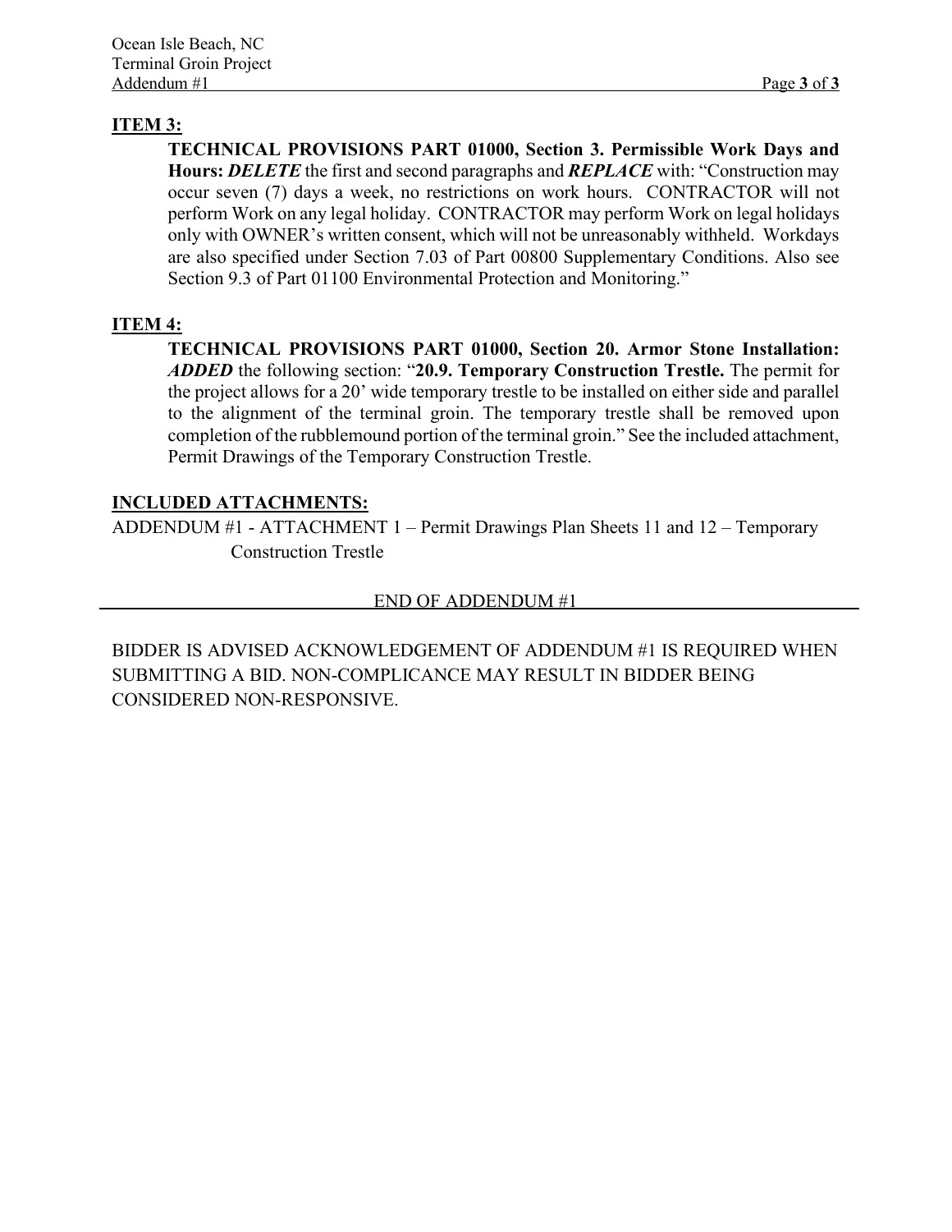**ITEM 3:**

**TECHNICAL PROVISIONS PART 01000, Section 3. Permissible Work Days and Hours:** ***DELETE*** the first and second paragraphs and ***REPLACE*** with: "Construction may occur seven (7) days a week, no restrictions on work hours. CONTRACTOR will not perform Work on any legal holiday. CONTRACTOR may perform Work on legal holidays only with OWNER's written consent, which will not be unreasonably withheld. Workdays are also specified under Section 7.03 of Part 00800 Supplementary Conditions. Also see Section 9.3 of Part 01100 Environmental Protection and Monitoring."

**ITEM 4:**

**TECHNICAL PROVISIONS PART 01000, Section 20. Armor Stone Installation:** ***ADDED*** the following section: "**20.9. Temporary Construction Trestle.** The permit for the project allows for a 20' wide temporary trestle to be installed on either side and parallel to the alignment of the terminal groin. The temporary trestle shall be removed upon completion of the rubblemound portion of the terminal groin." See the included attachment, Permit Drawings of the Temporary Construction Trestle.

**INCLUDED ATTACHMENTS:**

ADDENDUM #1 - ATTACHMENT 1 – Permit Drawings Plan Sheets 11 and 12 – Temporary Construction Trestle

END OF ADDENDUM #1

---

BIDDER IS ADVISED ACKNOWLEDGEMENT OF ADDENDUM #1 IS REQUIRED WHEN SUBMITTING A BID. NON-COMPLICANCE MAY RESULT IN BIDDER BEING CONSIDERED NON-RESPONSIVE.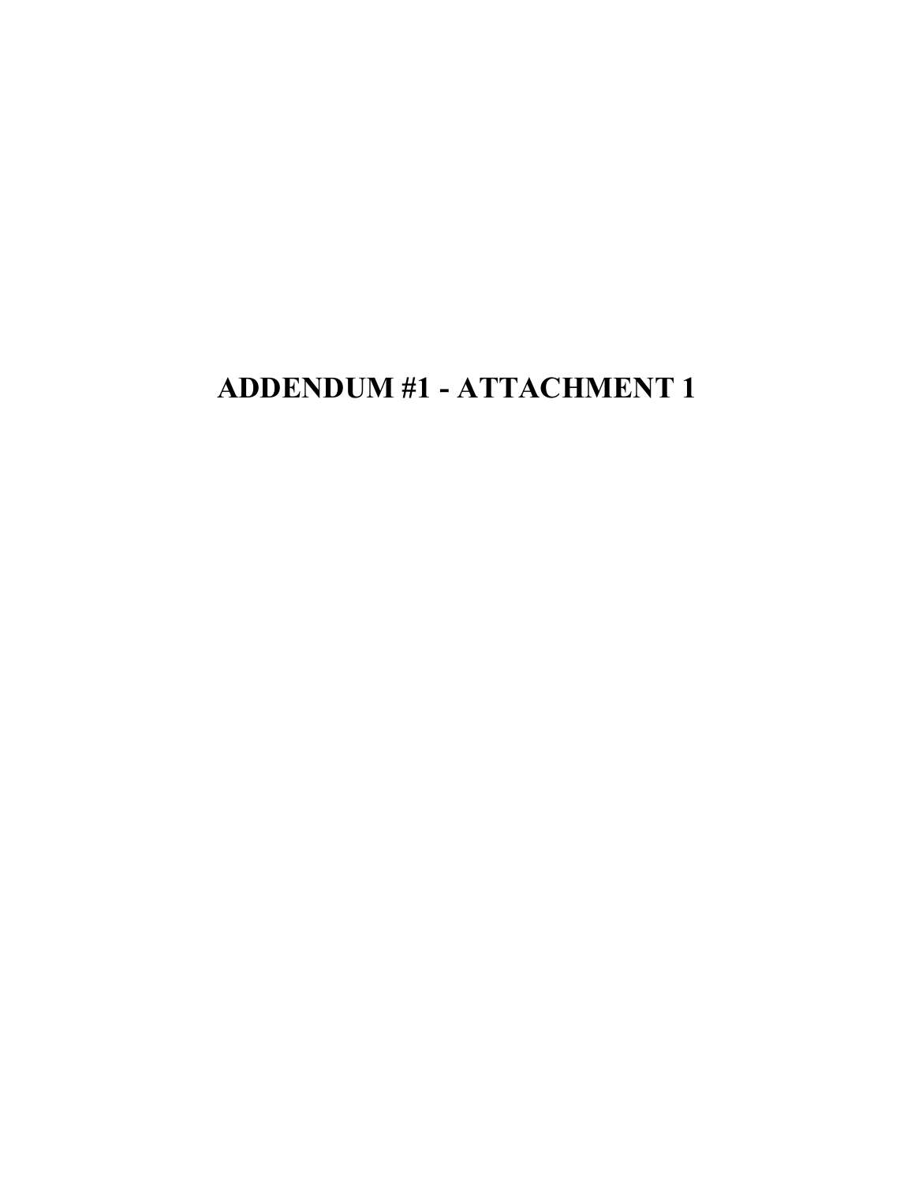# ADDENDUM #1 - ATTACHMENT 1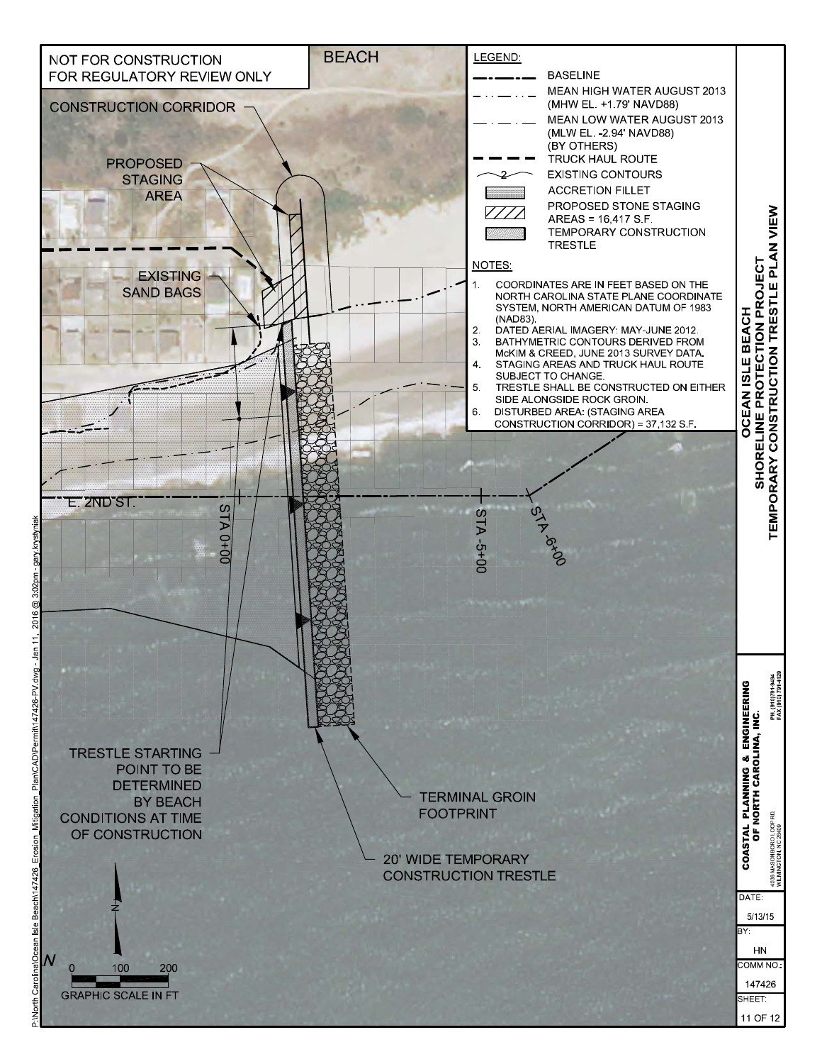NOT FOR CONSTRUCTION
FOR REGULATORY REVIEW ONLY

# OCEAN ISLE BEACH
## SHORELINE PROTECTION PROJECT
## TEMPORARY CONSTRUCTION TRESTLE PLAN VIEW

**LEGEND:**

- BASELINE
- MEAN HIGH WATER AUGUST 2013 (MHW EL. +1.79' NAVD88)
- MEAN LOW WATER AUGUST 2013 (MLW EL. -2.94' NAVD88) (BY OTHERS)
- TRUCK HAUL ROUTE
- EXISTING CONTOURS
- ACCRETION FILLET
- PROPOSED STONE STAGING AREAS = 16,417 S.F.
- TEMPORARY CONSTRUCTION TRESTLE

**NOTES:**

1. COORDINATES ARE IN FEET BASED ON THE NORTH CAROLINA STATE PLANE COORDINATE SYSTEM, NORTH AMERICAN DATUM OF 1983 (NAD83).
2. DATED AERIAL IMAGERY: MAY-JUNE 2012.
3. BATHYMETRIC CONTOURS DERIVED FROM McKIM & CREED, JUNE 2013 SURVEY DATA.
4. STAGING AREAS AND TRUCK HAUL ROUTE SUBJECT TO CHANGE.
5. TRESTLE SHALL BE CONSTRUCTED ON EITHER SIDE ALONGSIDE ROCK GROIN.
6. DISTURBED AREA: (STAGING AREA CONSTRUCTION CORRIDOR) = 37,132 S.F.

BEACH

CONSTRUCTION CORRIDOR

PROPOSED STAGING AREA

EXISTING SAND BAGS

E. 2ND ST.

STA 0+00

STA -5+00

STA -6+00

TRESTLE STARTING POINT TO BE DETERMINED BY BEACH CONDITIONS AT TIME OF CONSTRUCTION

TERMINAL GROIN FOOTPRINT

20' WIDE TEMPORARY CONSTRUCTION TRESTLE

N

0 100 200

GRAPHIC SCALE IN FT

COASTAL PLANNING & ENGINEERING OF NORTH CAROLINA, INC.
4038 MASONBORO LOOP RD.
WILMINGTON, NC 28409
PH. (910) 791-9494
FAX (910) 791-4129

DATE: 5/13/15

BY: HN

COMM NO.: 147426

SHEET: 11 OF 12

P:\North Carolina\Ocean Isle Beach\147426_Erosion_Mitigation_Plan\CAD\Permit\147426-PV.dwg - Jan 11, 2016 @ 3:02pm - gary.krystyniak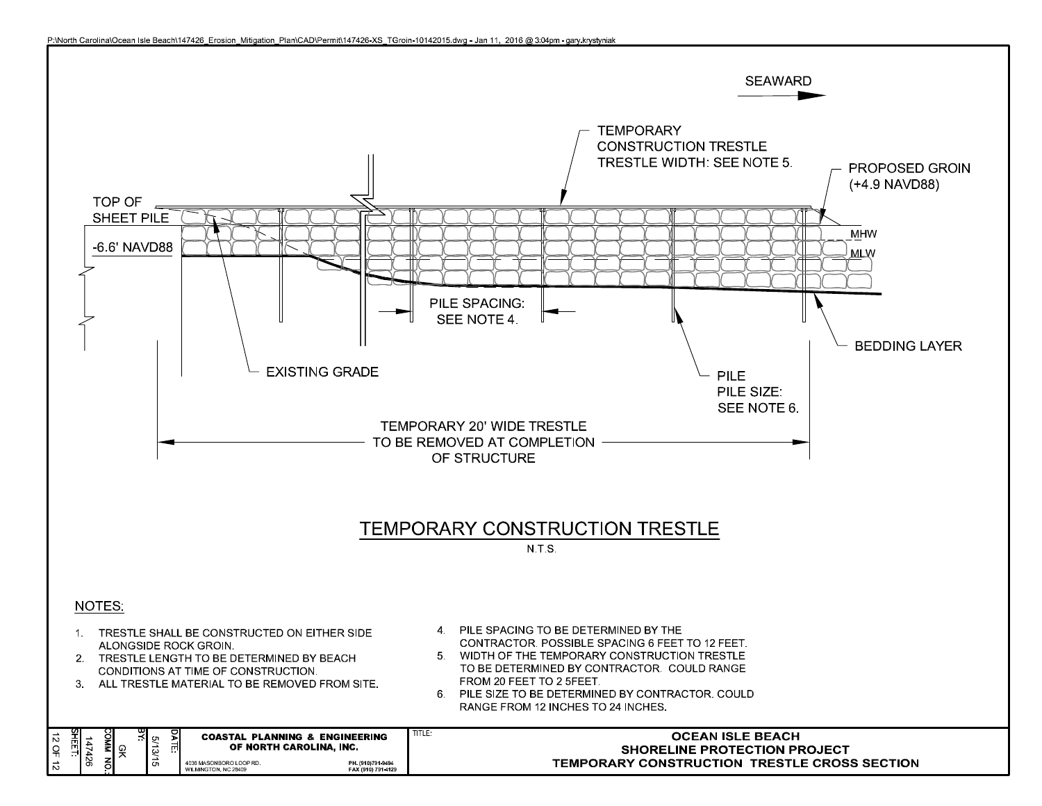P:\North Carolina\Ocean Isle Beach\147426_Erosion_Mitigation_Plan\CAD\Permit\147426-XS_TGroin-10142015.dwg - Jan 11, 2016 @ 3:04pm - gary.krystyniak

SEAWARD

TEMPORARY CONSTRUCTION TRESTLE
TRESTLE WIDTH: SEE NOTE 5.

PROPOSED GROIN (+4.9 NAVD88)

TOP OF SHEET PILE

-6.6' NAVD88

MHW

MLW

PILE SPACING: SEE NOTE 4.

BEDDING LAYER

EXISTING GRADE

PILE
PILE SIZE: SEE NOTE 6.

TEMPORARY 20' WIDE TRESTLE TO BE REMOVED AT COMPLETION OF STRUCTURE

## TEMPORARY CONSTRUCTION TRESTLE

N.T.S.

NOTES:

1. TRESTLE SHALL BE CONSTRUCTED ON EITHER SIDE ALONGSIDE ROCK GROIN.
2. TRESTLE LENGTH TO BE DETERMINED BY BEACH CONDITIONS AT TIME OF CONSTRUCTION.
3. ALL TRESTLE MATERIAL TO BE REMOVED FROM SITE.
4. PILE SPACING TO BE DETERMINED BY THE CONTRACTOR. POSSIBLE SPACING 6 FEET TO 12 FEET.
5. WIDTH OF THE TEMPORARY CONSTRUCTION TRESTLE TO BE DETERMINED BY CONTRACTOR. COULD RANGE FROM 20 FEET TO 2 5FEET.
6. PILE SIZE TO BE DETERMINED BY CONTRACTOR. COULD RANGE FROM 12 INCHES TO 24 INCHES.

| | |
|---|---|
| SHEET: 12 OF 12 | COMM NO.: 147426 |
| BY: GK | DATE: 5/13/15 |
| **COASTAL PLANNING & ENGINEERING OF NORTH CAROLINA, INC.** 4038 MASONBORO LOOP RD. WILMINGTON, NC 28409 PH. (910)791-9494 FAX (910) 791-4129 | TITLE: **OCEAN ISLE BEACH SHORELINE PROTECTION PROJECT TEMPORARY CONSTRUCTION TRESTLE CROSS SECTION** |